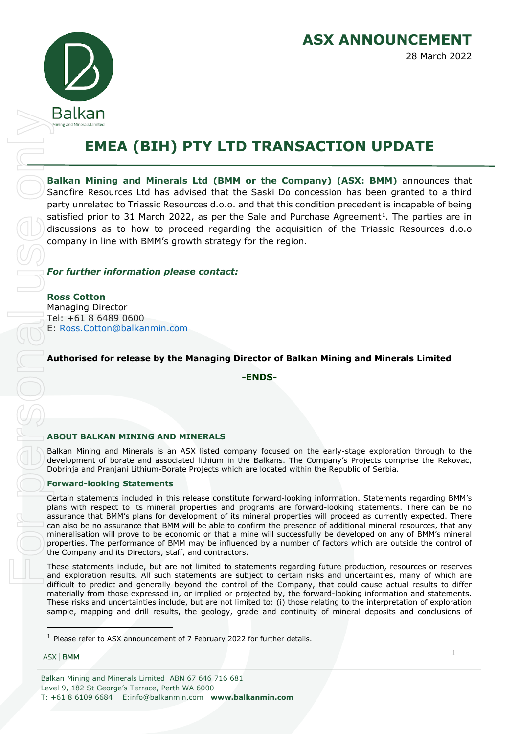# ASX ANNOUNCEMENT

28 March 2022

# EMEA (BIH) PTY LTD TRANSACTION UPDATE

**Balkan Mining and Minerals Ltd (BMM or the Company) (ASX: BMM)** announces that Sandfire Resources Ltd has advised that the Saski Do concession has been granted to a third party unrelated to Triassic Resources d.o.o. and that this condition precedent is incapable of being satisfied prior to 31 March 2022, as per the Sale and Purchase Agreement[1]. The parties are in discussions as to how to proceed regarding the acquisition of the Triassic Resources d.o.o company in line with BMM's growth strategy for the region.

***For further information please contact:***

**Ross Cotton**
Managing Director
Tel: +61 8 6489 0600
E: Ross.Cotton@balkanmin.com

**Authorised for release by the Managing Director of Balkan Mining and Minerals Limited**

**-ENDS-**

### ABOUT BALKAN MINING AND MINERALS

Balkan Mining and Minerals is an ASX listed company focused on the early-stage exploration through to the development of borate and associated lithium in the Balkans. The Company's Projects comprise the Rekovac, Dobrinja and Pranjani Lithium-Borate Projects which are located within the Republic of Serbia.

### Forward-looking Statements

Certain statements included in this release constitute forward-looking information. Statements regarding BMM's plans with respect to its mineral properties and programs are forward-looking statements. There can be no assurance that BMM's plans for development of its mineral properties will proceed as currently expected. There can also be no assurance that BMM will be able to confirm the presence of additional mineral resources, that any mineralisation will prove to be economic or that a mine will successfully be developed on any of BMM's mineral properties. The performance of BMM may be influenced by a number of factors which are outside the control of the Company and its Directors, staff, and contractors.

These statements include, but are not limited to statements regarding future production, resources or reserves and exploration results. All such statements are subject to certain risks and uncertainties, many of which are difficult to predict and generally beyond the control of the Company, that could cause actual results to differ materially from those expressed in, or implied or projected by, the forward-looking information and statements. These risks and uncertainties include, but are not limited to: (i) those relating to the interpretation of exploration sample, mapping and drill results, the geology, grade and continuity of mineral deposits and conclusions of

[1] Please refer to ASX announcement of 7 February 2022 for further details.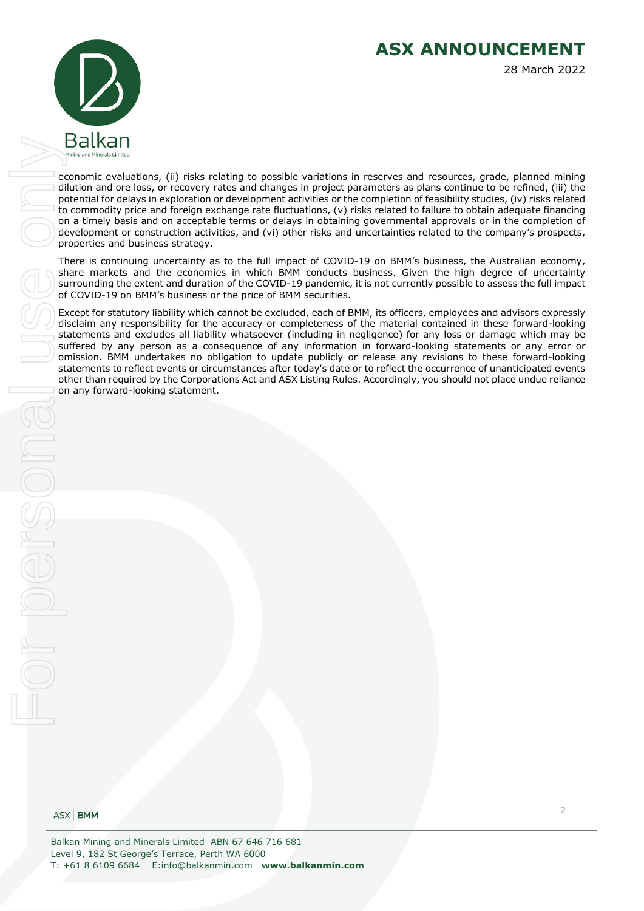economic evaluations, (ii) risks relating to possible variations in reserves and resources, grade, planned mining dilution and ore loss, or recovery rates and changes in project parameters as plans continue to be refined, (iii) the potential for delays in exploration or development activities or the completion of feasibility studies, (iv) risks related to commodity price and foreign exchange rate fluctuations, (v) risks related to failure to obtain adequate financing on a timely basis and on acceptable terms or delays in obtaining governmental approvals or in the completion of development or construction activities, and (vi) other risks and uncertainties related to the company's prospects, properties and business strategy.

There is continuing uncertainty as to the full impact of COVID-19 on BMM's business, the Australian economy, share markets and the economies in which BMM conducts business. Given the high degree of uncertainty surrounding the extent and duration of the COVID-19 pandemic, it is not currently possible to assess the full impact of COVID-19 on BMM's business or the price of BMM securities.

Except for statutory liability which cannot be excluded, each of BMM, its officers, employees and advisors expressly disclaim any responsibility for the accuracy or completeness of the material contained in these forward-looking statements and excludes all liability whatsoever (including in negligence) for any loss or damage which may be suffered by any person as a consequence of any information in forward-looking statements or any error or omission. BMM undertakes no obligation to update publicly or release any revisions to these forward-looking statements to reflect events or circumstances after today's date or to reflect the occurrence of unanticipated events other than required by the Corporations Act and ASX Listing Rules. Accordingly, you should not place undue reliance on any forward-looking statement.